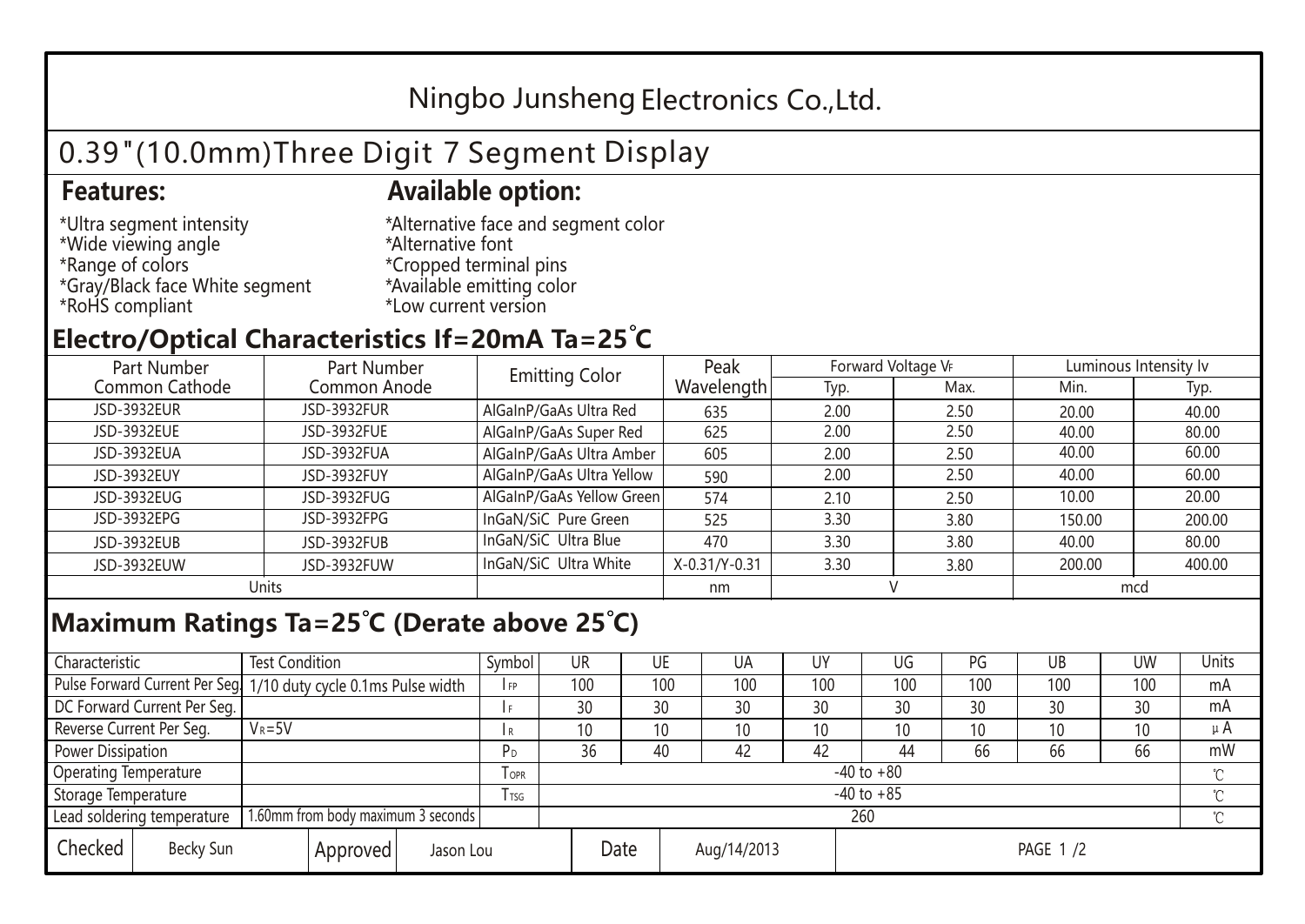# Ningbo Junsheng Electronics Co.,Ltd.

## 0.39"(10.0mm)Three Digit 7 Segment Display

### Features:

*Ultra segment intensity
*Wide viewing angle
*Range of colors
*Gray/Black face White segment
*RoHS compliant

### Available option:

*Alternative face and segment color
*Alternative font
*Cropped terminal pins
*Available emitting color
*Low current version

## Electro/Optical Characteristics If=20mA Ta=25°C

| Part Number Common Cathode | Part Number Common Anode | Emitting Color | Peak Wavelength | Forward Voltage $V_F$ | | Luminous Intensity Iv | |
|---|---|---|---|---|---|---|---|
| | | | | Typ. | Max. | Min. | Typ. |
| JSD-3932EUR | JSD-3932FUR | AlGaInP/GaAs Ultra Red | 635 | 2.00 | 2.50 | 20.00 | 40.00 |
| JSD-3932EUE | JSD-3932FUE | AlGaInP/GaAs Super Red | 625 | 2.00 | 2.50 | 40.00 | 80.00 |
| JSD-3932EUA | JSD-3932FUA | AlGaInP/GaAs Ultra Amber | 605 | 2.00 | 2.50 | 40.00 | 60.00 |
| JSD-3932EUY | JSD-3932FUY | AlGaInP/GaAs Ultra Yellow | 590 | 2.00 | 2.50 | 40.00 | 60.00 |
| JSD-3932EUG | JSD-3932FUG | AlGaInP/GaAs Yellow Green | 574 | 2.10 | 2.50 | 10.00 | 20.00 |
| JSD-3932EPG | JSD-3932FPG | InGaN/SiC Pure Green | 525 | 3.30 | 3.80 | 150.00 | 200.00 |
| JSD-3932EUB | JSD-3932FUB | InGaN/SiC Ultra Blue | 470 | 3.30 | 3.80 | 40.00 | 80.00 |
| JSD-3932EUW | JSD-3932FUW | InGaN/SiC Ultra White | X-0.31/Y-0.31 | 3.30 | 3.80 | 200.00 | 400.00 |
| Units | | | nm | V | | mcd | |

## Maximum Ratings Ta=25°C (Derate above 25°C)

| Characteristic | Test Condition | Symbol | UR | UE | UA | UY | UG | PG | UB | UW | Units |
|---|---|---|---|---|---|---|---|---|---|---|---|
| Pulse Forward Current Per Seg. | 1/10 duty cycle 0.1ms Pulse width | $I_{FP}$ | 100 | 100 | 100 | 100 | 100 | 100 | 100 | 100 | mA |
| DC Forward Current Per Seg. | | $I_F$ | 30 | 30 | 30 | 30 | 30 | 30 | 30 | 30 | mA |
| Reverse Current Per Seg. | $V_R$=5V | $I_R$ | 10 | 10 | 10 | 10 | 10 | 10 | 10 | 10 | μA |
| Power Dissipation | | $P_D$ | 36 | 40 | 42 | 42 | 44 | 66 | 66 | 66 | mW |
| Operating Temperature | | $T_{OPR}$ | -40 to +80 | | | | | | | | ℃ |
| Storage Temperature | | $T_{TSG}$ | -40 to +85 | | | | | | | | ℃ |
| Lead soldering temperature | 1.60mm from body maximum 3 seconds | | 260 | | | | | | | | ℃ |

| Checked | Becky Sun | Approved | Jason Lou | Date | Aug/14/2013 |
|---|---|---|---|---|---|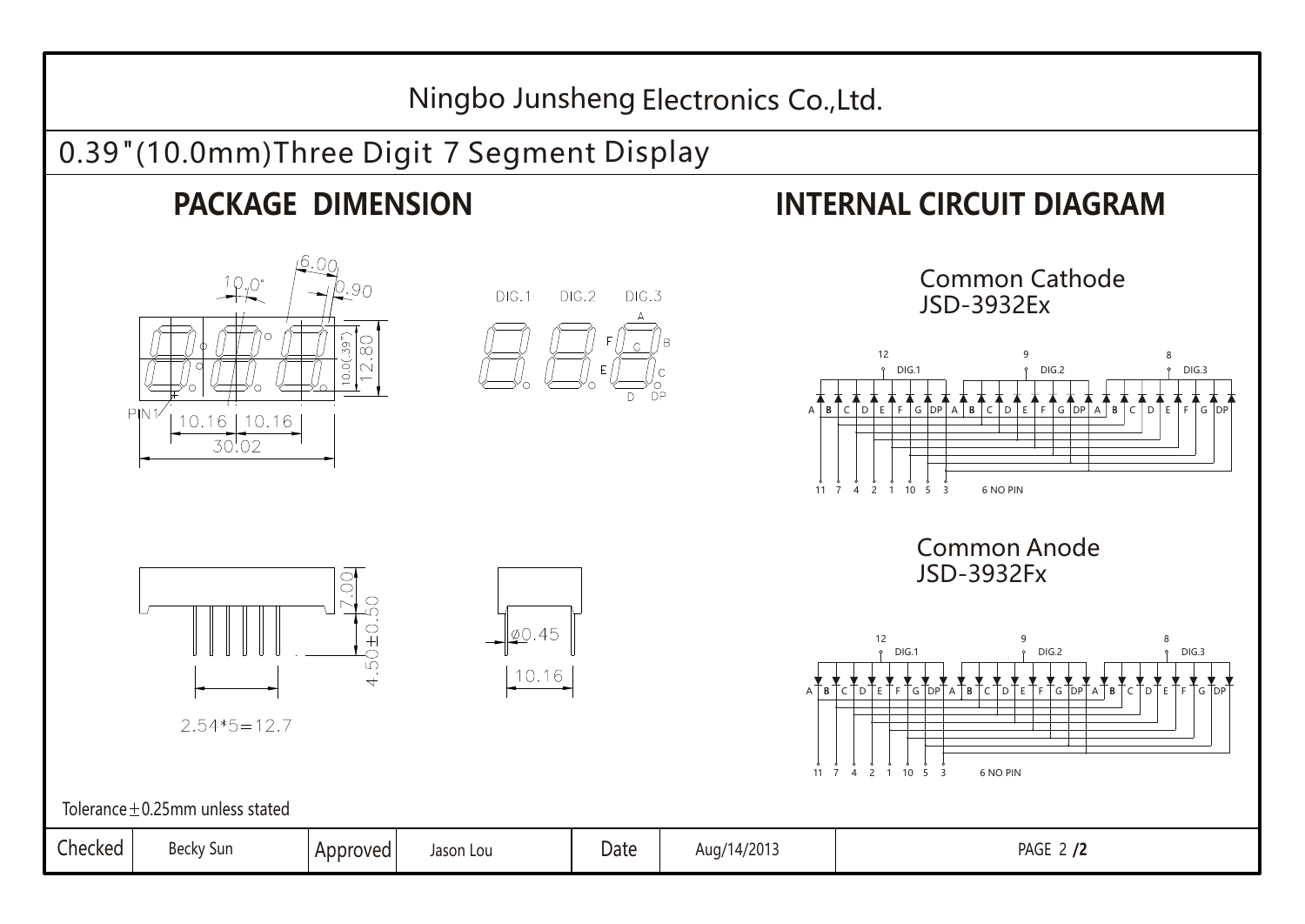Ningbo Junsheng Electronics Co.,Ltd.

0.39"(10.0mm)Three Digit 7 Segment Display

## PACKAGE DIMENSION

10.0°
6.00
0.90
10.0(.39")
12.80
PIN1
10.16
10.16
30.02

DIG.1 DIG.2 DIG.3
A
F
B
G
E
C
D
DP

7.00
4.50±0.50
2.54*5=12.7

ø0.45
10.16

## INTERNAL CIRCUIT DIAGRAM

### Common Cathode
### JSD-3932Ex

12 DIG.1
9 DIG.2
8 DIG.3
A B C D E F G DP A B C D E F G DP A B C D E F G DP
11 7 4 2 1 10 5 3
6 NO PIN

### Common Anode
### JSD-3932Fx

12 DIG.1
9 DIG.2
8 DIG.3
A B C D E F G DP A B C D E F G DP A B C D E F G DP
11 7 4 2 1 10 5 3
6 NO PIN

Tolerance ±0.25mm unless stated

| Checked | Becky Sun | Approved | Jason Lou | Date | Aug/14/2013 |
|---|---|---|---|---|---|